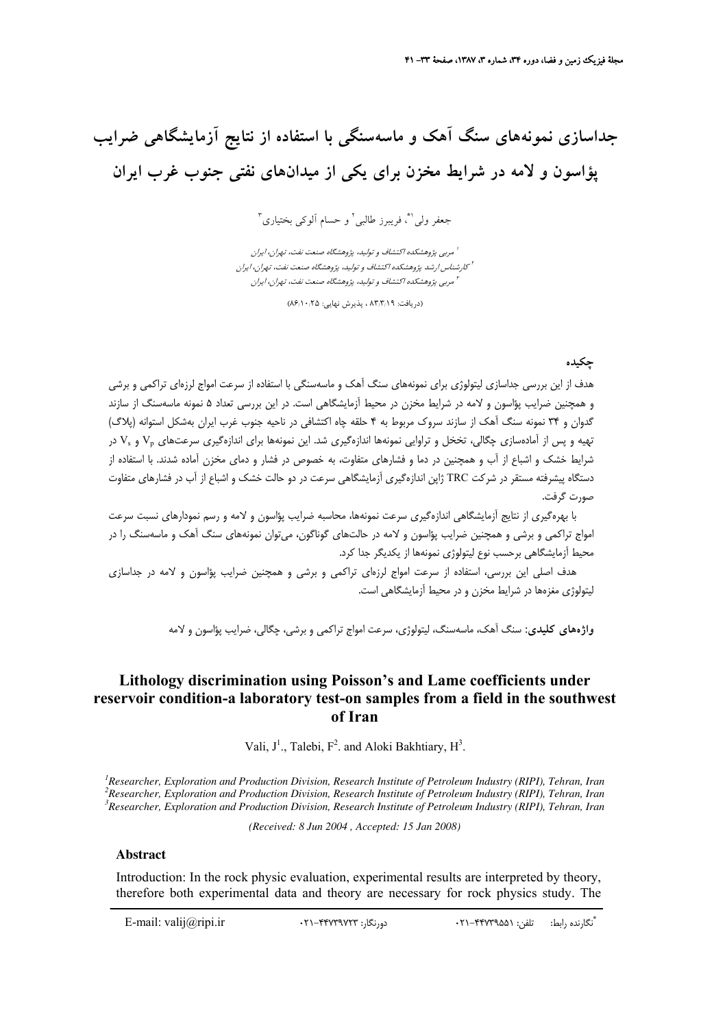# جداسازی نمونه‌های سنگ آهک و ماسه‌سنگی با استفاده از نتایج آزمایشگاهی ضرایب پؤاسون و لامه در شرایط مخزن برای یکی از میدان‌های نفتی جنوب غرب ایران

جعفر ولی[1*]، فریبرز طالبی[2] و حسام آلوکی بختیاری[3]

[1] مربی پژوهشکده اکتشاف و تولید، پژوهشگاه صنعت نفت، تهران، ایران
[2] کارشناس ارشد پژوهشکده اکتشاف و تولید، پژوهشگاه صنعت نفت، تهران، ایران
[3] مربی پژوهشکده اکتشاف و تولید، پژوهشگاه صنعت نفت، تهران، ایران

(دریافت: ۸۳/۳/۱۹ ، پذیرش نهایی: ۸۶/۱۰/۲۵)

## چکیده

هدف از این بررسی جداسازی لیتولوژی برای نمونه‌های سنگ آهک و ماسه‌سنگی با استفاده از سرعت امواج لرزه‌ای تراکمی و برشی و همچنین ضرایب پؤاسون و لامه در شرایط مخزن در محیط آزمایشگاهی است. در این بررسی تعداد ۵ نمونه ماسه‌سنگ از سازند گدوان و ۳۴ نمونه سنگ آهک از سازند سروک مربوط به ۴ حلقه چاه اکتشافی در ناحیه جنوب غرب ایران به‌شکل استوانه (پلاگ) تهیه و پس از آماده‌سازی چگالی، تخلخل و تراوایی نمونه‌ها اندازه‌گیری شد. این نمونه‌ها برای اندازه‌گیری سرعت‌های $V_p$ و $V_s$ در شرایط خشک و اشباع از آب و همچنین در دما و فشارهای متفاوت، به خصوص در فشار و دمای مخزن آماده شدند. با استفاده از دستگاه پیشرفته مستقر در شرکت TRC ژاپن اندازه‌گیری آزمایشگاهی سرعت در دو حالت خشک و اشباع از آب در فشارهای متفاوت صورت گرفت.

با بهره‌گیری از نتایج آزمایشگاهی اندازه‌گیری سرعت نمونه‌ها، محاسبه ضرایب پؤاسون و لامه و رسم نمودارهای نسبت سرعت امواج تراکمی و برشی و همچنین ضرایب پؤاسون و لامه در حالت‌های گوناگون، می‌توان نمونه‌های سنگ آهک و ماسه‌سنگ را در محیط آزمایشگاهی برحسب نوع لیتولوژی نمونه‌ها از یکدیگر جدا کرد.

هدف اصلی این بررسی، استفاده از سرعت امواج لرزه‌ای تراکمی و برشی و همچنین ضرایب پؤاسون و لامه در جداسازی لیتولوژی مغزه‌ها در شرایط مخزن و در محیط آزمایشگاهی است.

**واژه‌های کلیدی:** سنگ آهک، ماسه‌سنگ، لیتولوژی، سرعت امواج تراکمی و برشی، چگالی، ضرایب پؤاسون و لامه

# Lithology discrimination using Poisson's and Lame coefficients under reservoir condition-a laboratory test-on samples from a field in the southwest of Iran

Vali, J[1]., Talebi, F[2]. and Aloki Bakhtiary, H[3].

[1] Researcher, Exploration and Production Division, Research Institute of Petroleum Industry (RIPI), Tehran, Iran
[2] Researcher, Exploration and Production Division, Research Institute of Petroleum Industry (RIPI), Tehran, Iran
[3] Researcher, Exploration and Production Division, Research Institute of Petroleum Industry (RIPI), Tehran, Iran

*(Received: 8 Jun 2004 , Accepted: 15 Jan 2008)*

## Abstract

Introduction: In the rock physic evaluation, experimental results are interpreted by theory, therefore both experimental data and theory are necessary for rock physics study. The

---

* نگارنده رابط: تلفن: ۴۴۷۳۹۵۵۱-۰۲۱ دورنگار: ۴۴۷۳۹۷۲۳-۰۲۱ E-mail: valij@ripi.ir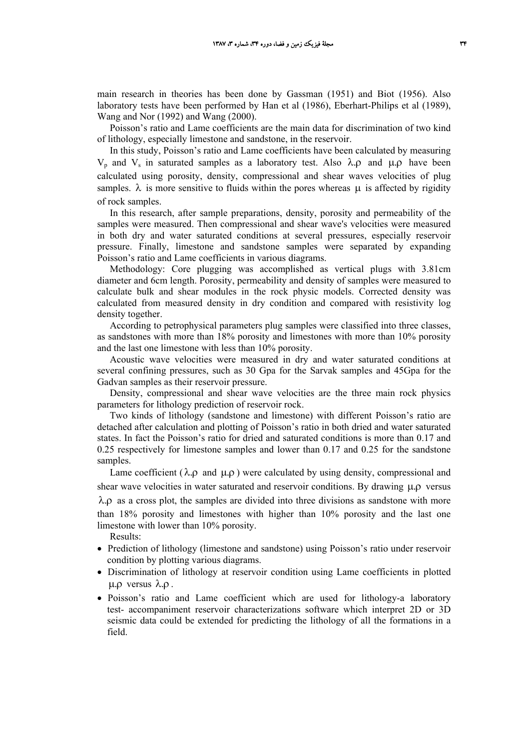main research in theories has been done by Gassman (1951) and Biot (1956). Also laboratory tests have been performed by Han et al (1986), Eberhart-Philips et al (1989), Wang and Nor (1992) and Wang (2000).

Poisson's ratio and Lame coefficients are the main data for discrimination of two kind of lithology, especially limestone and sandstone, in the reservoir.

In this study, Poisson's ratio and Lame coefficients have been calculated by measuring $V_p$ and $V_s$ in saturated samples as a laboratory test. Also $\lambda.\rho$ and $\mu.\rho$ have been calculated using porosity, density, compressional and shear waves velocities of plug samples. $\lambda$ is more sensitive to fluids within the pores whereas $\mu$ is affected by rigidity of rock samples.

In this research, after sample preparations, density, porosity and permeability of the samples were measured. Then compressional and shear wave's velocities were measured in both dry and water saturated conditions at several pressures, especially reservoir pressure. Finally, limestone and sandstone samples were separated by expanding Poisson's ratio and Lame coefficients in various diagrams.

Methodology: Core plugging was accomplished as vertical plugs with 3.81cm diameter and 6cm length. Porosity, permeability and density of samples were measured to calculate bulk and shear modules in the rock physic models. Corrected density was calculated from measured density in dry condition and compared with resistivity log density together.

According to petrophysical parameters plug samples were classified into three classes, as sandstones with more than 18% porosity and limestones with more than 10% porosity and the last one limestone with less than 10% porosity.

Acoustic wave velocities were measured in dry and water saturated conditions at several confining pressures, such as 30 Gpa for the Sarvak samples and 45Gpa for the Gadvan samples as their reservoir pressure.

Density, compressional and shear wave velocities are the three main rock physics parameters for lithology prediction of reservoir rock.

Two kinds of lithology (sandstone and limestone) with different Poisson's ratio are detached after calculation and plotting of Poisson's ratio in both dried and water saturated states. In fact the Poisson's ratio for dried and saturated conditions is more than 0.17 and 0.25 respectively for limestone samples and lower than 0.17 and 0.25 for the sandstone samples.

Lame coefficient ($\lambda.\rho$ and $\mu.\rho$) were calculated by using density, compressional and shear wave velocities in water saturated and reservoir conditions. By drawing $\mu.\rho$ versus $\lambda.\rho$ as a cross plot, the samples are divided into three divisions as sandstone with more than 18% porosity and limestones with higher than 10% porosity and the last one limestone with lower than 10% porosity.

Results:

- Prediction of lithology (limestone and sandstone) using Poisson's ratio under reservoir condition by plotting various diagrams.
- Discrimination of lithology at reservoir condition using Lame coefficients in plotted $\mu.\rho$ versus $\lambda.\rho$.
- Poisson's ratio and Lame coefficient which are used for lithology-a laboratory test- accompaniment reservoir characterizations software which interpret 2D or 3D seismic data could be extended for predicting the lithology of all the formations in a field.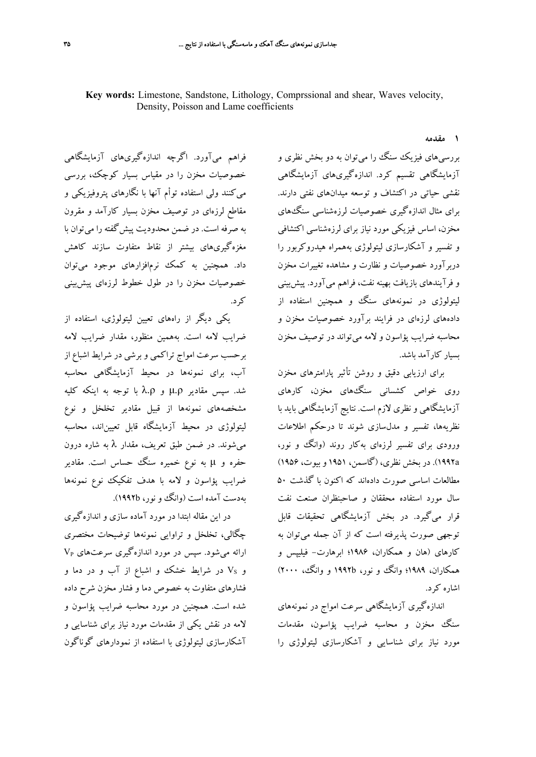**Key words:** Limestone, Sandstone, Lithology, Comprssional and shear, Waves velocity, Density, Poisson and Lame coefficients

## ۱ مقدمه

بررسی‌های فیزیک سنگ را می‌توان به دو بخش نظری و آزمایشگاهی تقسیم کرد. اندازه‌گیری‌های آزمایشگاهی نقشی حیاتی در اکتشاف و توسعه میدان‌های نفتی دارند. برای مثال اندازه‌گیری خصوصیات لرزه‌شناسی سنگ‌های مخزن، اساس فیزیکی مورد نیاز برای لرزه‌شناسی اکتشافی و تفسیر و آشکارسازی لیتولوژی به‌همراه هیدروکربور را دربرآورد خصوصیات و نظارت و مشاهده تغییرات مخزن و فرآیندهای بازیافت بهینه نفت، فراهم می‌آورد. پیش‌بینی لیتولوژی در نمونه‌های سنگ و همچنین استفاده از داده‌های لرزه‌ای در فرایند برآورد خصوصیات مخزن و محاسبه ضرایب پؤاسون و لامه می‌تواند در توصیف مخزن بسیار کارآمد باشد.

برای ارزیابی دقیق و روشن تأثیر پارامترهای مخزن روی خواص کشسانی سنگ‌های مخزن، کارهای آزمایشگاهی و نظری لازم است. نتایج آزمایشگاهی باید با نظریه‌ها، تفسیر و مدل‌سازی شوند تا درحکم اطلاعات ورودی برای تفسیر لرزه‌ای به‌کار روند (وانگ و نور، ۱۹۹۲a). در بخش نظری، (گاسمن، ۱۹۵۱ و بیوت، ۱۹۵۶) مطالعات اساسی صورت داده‌اند که اکنون با گذشت ۵۰ سال مورد استفاده محققان و صاحبنظران صنعت نفت قرار می‌گیرد. در بخش آزمایشگاهی تحقیقات قابل توجهی صورت پذیرفته است که از آن جمله می‌توان به کارهای (هان و همکاران، ۱۹۸۶؛ ابرهارت- فیلیپس و همکاران، ۱۹۸۹؛ وانگ و نور، ۱۹۹۲b و وانگ، ۲۰۰۰) اشاره کرد.

اندازه‌گیری آزمایشگاهی سرعت امواج در نمونه‌های سنگ مخزن و محاسبه ضرایب پؤاسون، مقدمات مورد نیاز برای شناسایی و آشکارسازی لیتولوژی را فراهم می‌آورد. اگرچه اندازه‌گیری‌های آزمایشگاهی خصوصیات مخزن را در مقیاس بسیار کوچک، بررسی می‌کنند ولی استفاده توأم آنها با نگارهای پتروفیزیکی و مقاطع لرزه‌ای در توصیف مخزن بسیار کارآمد و مقرون به صرفه است. در ضمن محدودیت پیش‌گفته را می‌توان با مغزه‌گیری‌های بیشتر از نقاط متفاوت سازند کاهش داد. همچنین به کمک نرم‌افزارهای موجود می‌توان خصوصیات مخزن را در طول خطوط لرزه‌ای پیش‌بینی کرد.

یکی دیگر از راه‌های تعیین لیتولوژی، استفاده از ضرایب لامه است. به‌همین منظور، مقدار ضرایب لامه برحسب سرعت امواج تراکمی و برشی در شرایط اشباع از آب، برای نمونه‌ها در محیط آزمایشگاهی محاسبه شد. سپس مقادیر $\mu.\rho$ و $\lambda.\rho$ با توجه به اینکه کلیه مشخصه‌های نمونه‌ها از قبیل مقادیر تخلخل و نوع لیتولوژی در محیط آزمایشگاه قابل تعیین‌اند، محاسبه می‌شوند. در ضمن طبق تعریف، مقدار $\lambda$ به شاره درون حفره و $\mu$ به نوع خمیره سنگ حساس است. مقادیر ضرایب پؤاسون و لامه با هدف تفکیک نوع نمونه‌ها به‌دست آمده است (وانگ و نور، ۱۹۹۲b).

در این مقاله ابتدا در مورد آماده سازی و اندازه‌گیری چگالی، تخلخل و تراوایی نمونه‌ها توضیحات مختصری ارائه می‌شود. سپس در مورد اندازه‌گیری سرعت‌های $V_P$ و $V_S$ در شرایط خشک و اشباع از آب و در دما و فشارهای متفاوت به خصوص دما و فشار مخزن شرح داده شده است. همچنین در مورد محاسبه ضرایب پؤاسون و لامه در نقش یکی از مقدمات مورد نیاز برای شناسایی و آشکارسازی لیتولوژی با استفاده از نمودارهای گوناگون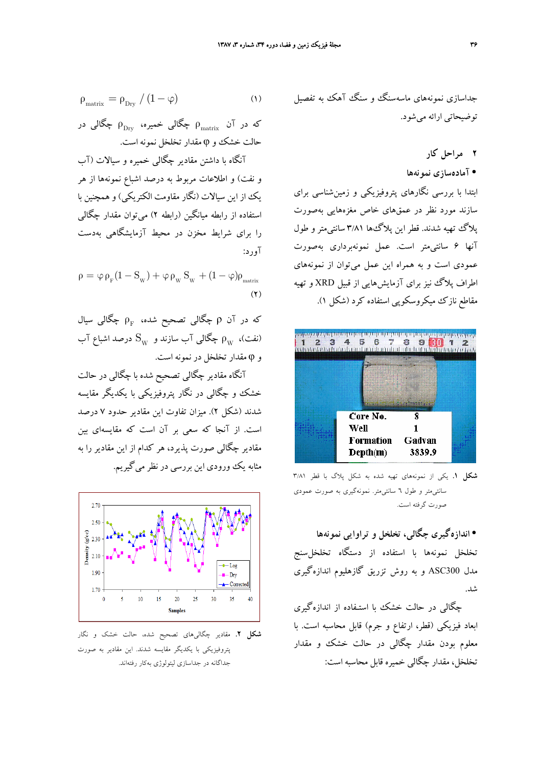جداسازی نمونه‌های ماسه‌سنگ و سنگ آهک به تفصیل توضیحاتی ارائه می‌شود.

## ۲ مراحل کار

### • آماده‌سازی نمونه‌ها

ابتدا با بررسی نگارهای پتروفیزیکی و زمین‌شناسی برای سازند مورد نظر در عمق‌های خاص مغزه‌هایی به‌صورت پلاگ تهیه شدند. قطر این پلاگ‌ها ۳/۸۱ سانتی‌متر و طول آنها ۶ سانتی‌متر است. عمل نمونه‌برداری به‌صورت عمودی است و به همراه این عمل می‌توان از نمونه‌های اطراف پلاگ نیز برای آزمایش‌هایی از قبیل XRD و تهیه مقاطع نازک میکروسکوپی استفاده کرد (شکل ۱).

**شکل ۱.** یکی از نمونه‌های تهیه شده به شکل پلاگ با قطر ۳/۸۱ سانتی‌متر و طول ٦ سانتی‌متر. نمونه‌گیری به صورت عمودی صورت گرفته است.

### • اندازه‌گیری چگالی، تخلخل و تراوایی نمونه‌ها

تخلخل نمونه‌ها با استفاده از دستگاه تخلخل‌سنج مدل ASC300 و به روش تزریق گازهلیوم اندازه‌گیری شد.

چگالی در حالت خشک با استفاده از اندازه‌گیری ابعاد فیزیکی (قطر، ارتفاع و جرم) قابل محاسبه است. با معلوم بودن مقدار چگالی در حالت خشک و مقدار تخلخل، مقدار چگالی خمیره قابل محاسبه است:

$$\rho_{matrix} = \rho_{Dry} / (1-\varphi) \qquad (۱)$$

که در آن $\rho_{matrix}$ چگالی خمیره، $\rho_{Dry}$ چگالی در حالت خشک و $\varphi$ مقدار تخلخل نمونه است.

آنگاه با داشتن مقادیر چگالی خمیره و سیالات (آب و نفت) و اطلاعات مربوط به درصد اشباع نمونه‌ها از هر یک از این سیالات (نگار مقاومت الکتریکی) و همچنین با استفاده از رابطه میانگین (رابطه ۲) می‌توان مقدار چگالی را برای شرایط مخزن در محیط آزمایشگاهی به‌دست آورد:

$$\rho = \varphi \rho_F (1-S_W) + \varphi \rho_W S_W + (1-\varphi)\rho_{matrix} \qquad (۲)$$

که در آن $\rho$ چگالی تصحیح شده، $\rho_F$ چگالی سیال (نفت)، $\rho_W$ چگالی آب سازند و $S_W$ درصد اشباع آب و $\varphi$ مقدار تخلخل در نمونه است.

آنگاه مقادیر چگالی تصحیح شده با چگالی در حالت خشک و چگالی در نگار پتروفیزیکی با یکدیگر مقایسه شدند (شکل ۲). میزان تفاوت این مقادیر حدود ۷ درصد است. از آنجا که سعی بر آن است که مقایسه‌ای بین مقادیر چگالی صورت پذیرد، هر کدام از این مقادیر را به مثابه یک ورودی این بررسی در نظر می‌گیریم.

**شکل ۲.** مقادیر چگالی‌های تصحیح شده، حالت خشک و نگار پتروفیزیکی با یکدیگر مقایسه شدند. این مقادیر به صورت جداگانه در جداسازی لیتولوژی به‌کار رفته‌اند.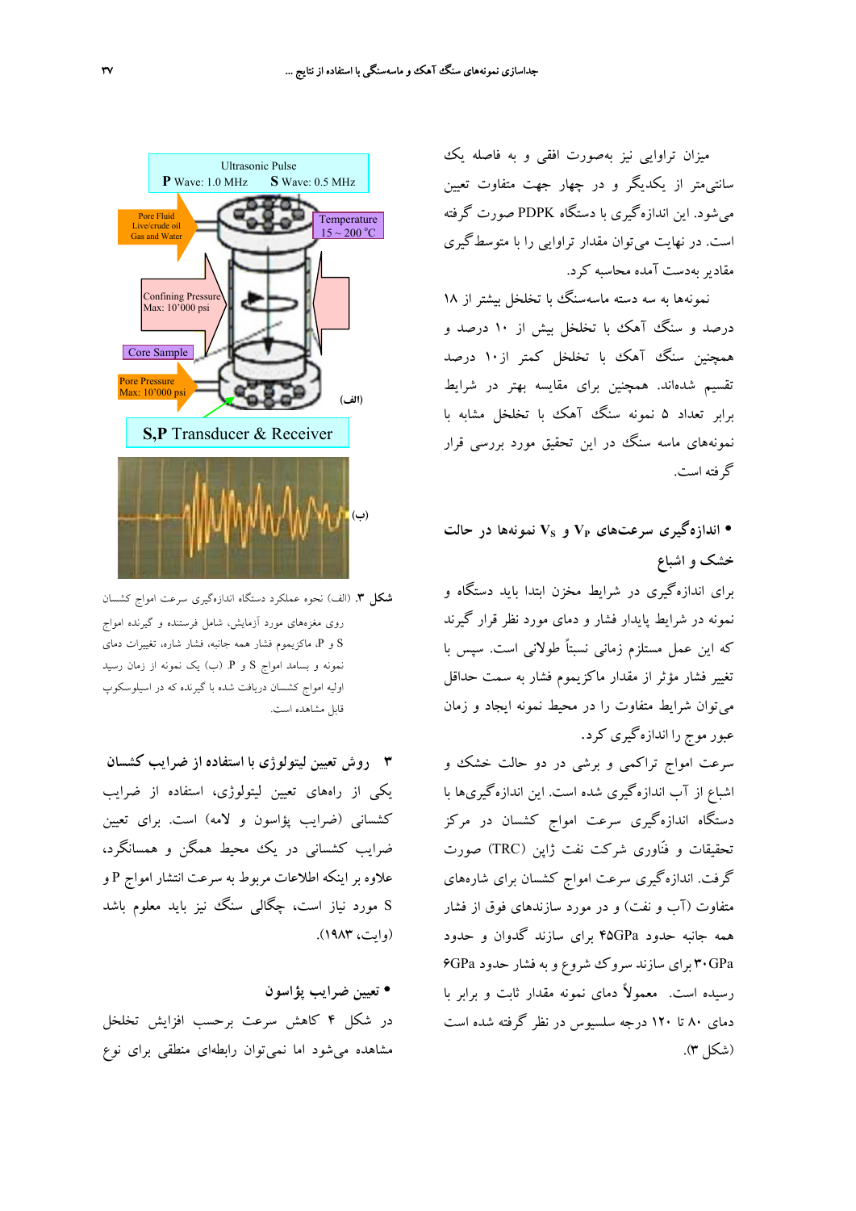میزان تراوایی نیز به‌صورت افقی و به فاصله یک سانتی‌متر از یکدیگر و در چهار جهت متفاوت تعیین می‌شود. این اندازه‌گیری با دستگاه PDPK صورت گرفته است. در نهایت می‌توان مقدار تراوایی را با متوسط‌گیری مقادیر به‌دست آمده محاسبه کرد.

نمونه‌ها به سه دسته ماسه‌سنگ با تخلخل بیشتر از ۱۸ درصد و سنگ آهک با تخلخل بیش از ۱۰ درصد و همچنین سنگ آهک با تخلخل کمتر از۱۰ درصد تقسیم شده‌اند. همچنین برای مقایسه بهتر در شرایط برابر تعداد ۵ نمونه سنگ آهک با تخلخل مشابه با نمونه‌های ماسه سنگ در این تحقیق مورد بررسی قرار گرفته است.

**• اندازه‌گیری سرعت‌های $V_P$ و $V_S$ نمونه‌ها در حالت خشک و اشباع**

برای اندازه‌گیری در شرایط مخزن ابتدا باید دستگاه و نمونه در شرایط پایدار فشار و دمای مورد نظر قرار گیرند که این عمل مستلزم زمانی نسبتاً طولانی است. سپس با تغییر فشار مؤثر از مقدار ماکزیموم فشار به سمت حداقل می‌توان شرایط متفاوت را در محیط نمونه ایجاد و زمان عبور موج را اندازه‌گیری کرد.

سرعت امواج تراکمی و برشی در دو حالت خشک و اشباع از آب اندازه‌گیری شده است. این اندازه‌گیری‌ها با دستگاه اندازه‌گیری سرعت امواج کشسان در مرکز تحقیقات و فنّاوری شرکت نفت ژاپن (TRC) صورت گرفت. اندازه‌گیری سرعت امواج کشسان برای شاره‌های متفاوت (آب و نفت) و در مورد سازندهای فوق از فشار همه جانبه حدود ۴۵GPa برای سازند گدوان و حدود ۳۰GPa برای سازند سروک شروع و به فشار حدود ۶GPa رسیده است. معمولاً دمای نمونه مقدار ثابت و برابر با دمای ۸۰ تا ۱۲۰ درجه سلسیوس در نظر گرفته شده است (شکل ۳).

**شکل ۳.** (الف) نحوه عملکرد دستگاه اندازه‌گیری سرعت امواج کشسان روی مغزه‌های مورد آزمایش، شامل فرستنده و گیرنده امواج S و P، ماکزیموم فشار همه جانبه، فشار شاره، تغییرات دمای نمونه و بسامد امواج S و P. (ب) یک نمونه از زمان رسید اولیه امواج کشسان دریافت شده با گیرنده که در اسیلوسکوپ قابل مشاهده است.

## ۳ روش تعیین لیتولوژی با استفاده از ضرایب کشسان

یکی از راه‌های تعیین لیتولوژی، استفاده از ضرایب کشسانی (ضرایب پؤاسون و لامه) است. برای تعیین ضرایب کشسانی در یک محیط همگن و همسانگرد، علاوه بر اینکه اطلاعات مربوط به سرعت انتشار امواج P و S مورد نیاز است، چگالی سنگ نیز باید معلوم باشد (وایت، ۱۹۸۳).

**• تعیین ضرایب پؤاسون**

در شکل ۴ کاهش سرعت برحسب افزایش تخلخل مشاهده می‌شود اما نمی‌توان رابطه‌ای منطقی برای نوع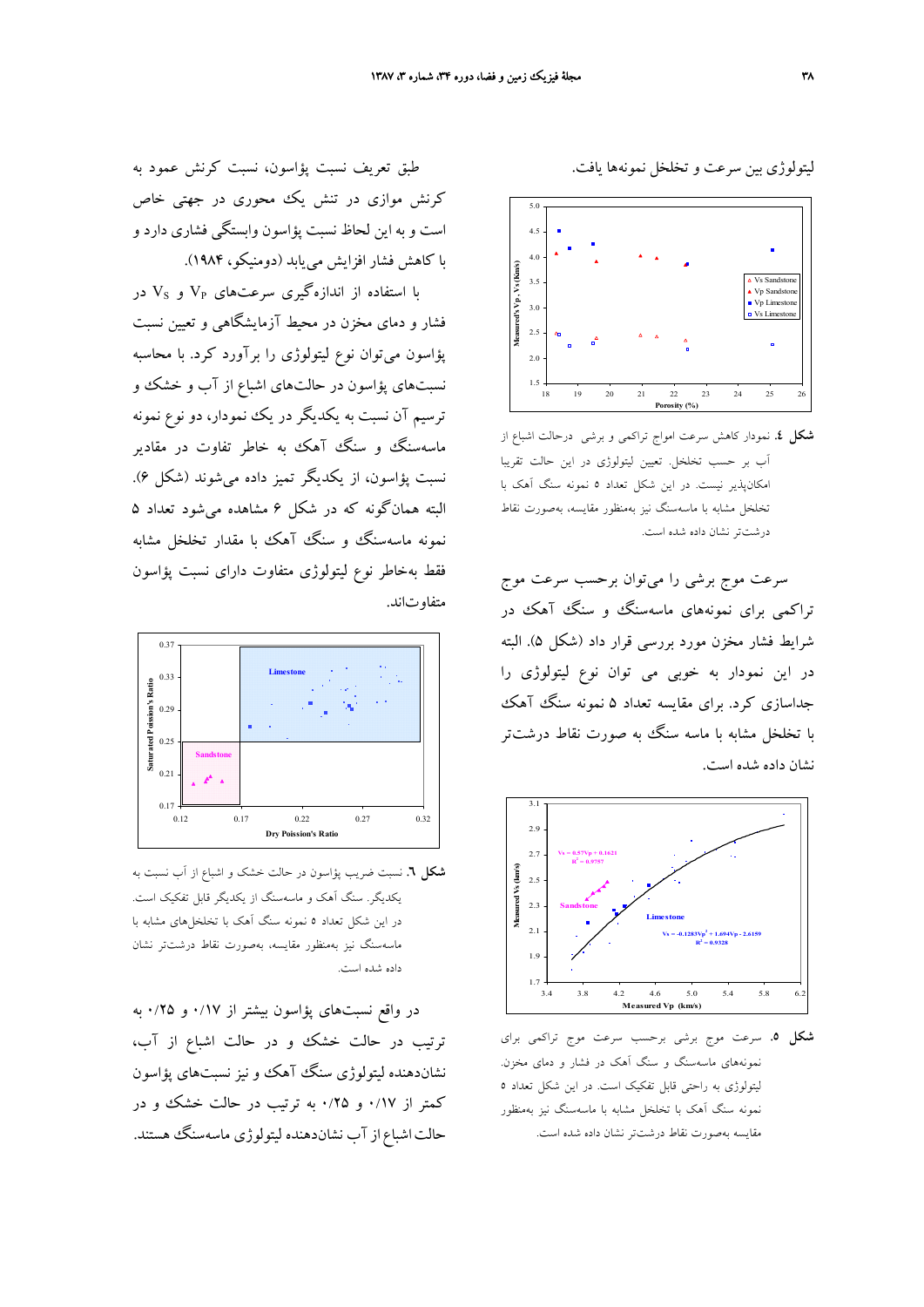لیتولوژی بین سرعت و تخلخل نمونه‌ها یافت.

**شکل ٤.** نمودار کاهش سرعت امواج تراکمی و برشی درحالت اشباع از آب بر حسب تخلخل. تعیین لیتولوژی در این حالت تقریبا امکان‌پذیر نیست. در این شکل تعداد ۵ نمونه سنگ آهک با تخلخل مشابه با ماسه‌سنگ نیز به‌منظور مقایسه، به‌صورت نقاط درشت‌تر نشان داده شده است.

سرعت موج برشی را می‌توان برحسب سرعت موج تراکمی برای نمونه‌های ماسه‌سنگ و سنگ آهک در شرایط فشار مخزن مورد بررسی قرار داد (شکل ۵). البته در این نمودار به خوبی می توان نوع لیتولوژی را جداسازی کرد. برای مقایسه تعداد ۵ نمونه سنگ آهک با تخلخل مشابه با ماسه سنگ به صورت نقاط درشت‌تر نشان داده شده است.

**شکل ۵.** سرعت موج برشی برحسب سرعت موج تراکمی برای نمونه‌های ماسه‌سنگ و سنگ آهک در فشار و دمای مخزن. لیتولوژی به راحتی قابل تفکیک است. در این شکل تعداد ۵ نمونه سنگ آهک با تخلخل مشابه با ماسه‌سنگ نیز به‌منظور مقایسه به‌صورت نقاط درشت‌تر نشان داده شده است.

طبق تعریف نسبت پؤاسون، نسبت کرنش عمود به کرنش موازی در تنش یک محوری در جهتی خاص است و به این لحاظ نسبت پؤاسون وابستگی فشاری دارد و با کاهش فشار افزایش می‌یابد (دومنیکو، ۱۹۸۴).

با استفاده از اندازه‌گیری سرعت‌های $V_P$ و $V_S$ در فشار و دمای مخزن در محیط آزمایشگاهی و تعیین نسبت پؤاسون می‌توان نوع لیتولوژی را برآورد کرد. با محاسبه نسبت‌های پؤاسون در حالت‌های اشباع از آب و خشک و ترسیم آن نسبت به یکدیگر در یک نمودار، دو نوع نمونه ماسه‌سنگ و سنگ آهک به خاطر تفاوت در مقادیر نسبت پؤاسون، از یکدیگر تمیز داده می‌شوند (شکل ۶). البته همان‌گونه که در شکل ۶ مشاهده می‌شود تعداد ۵ نمونه ماسه‌سنگ و سنگ آهک با مقدار تخلخل مشابه فقط به‌خاطر نوع لیتولوژی متفاوت دارای نسبت پؤاسون متفاوت‌اند.

**شکل ٦.** نسبت ضریب پؤاسون در حالت خشک و اشباع از آب نسبت به یکدیگر. سنگ آهک و ماسه‌سنگ از یکدیگر قابل تفکیک است. در این شکل تعداد ۵ نمونه سنگ آهک با تخلخل‌های مشابه با ماسه‌سنگ نیز به‌منظور مقایسه، به‌صورت نقاط درشت‌تر نشان داده شده است.

در واقع نسبت‌های پؤاسون بیشتر از ۰/۱۷ و ۰/۲۵ به ترتیب در حالت خشک و در حالت اشباع از آب، نشان‌دهنده لیتولوژی سنگ آهک و نیز نسبت‌های پؤاسون کمتر از ۰/۱۷ و ۰/۲۵ به ترتیب در حالت خشک و در حالت اشباع از آب نشان‌دهنده لیتولوژی ماسه‌سنگ هستند.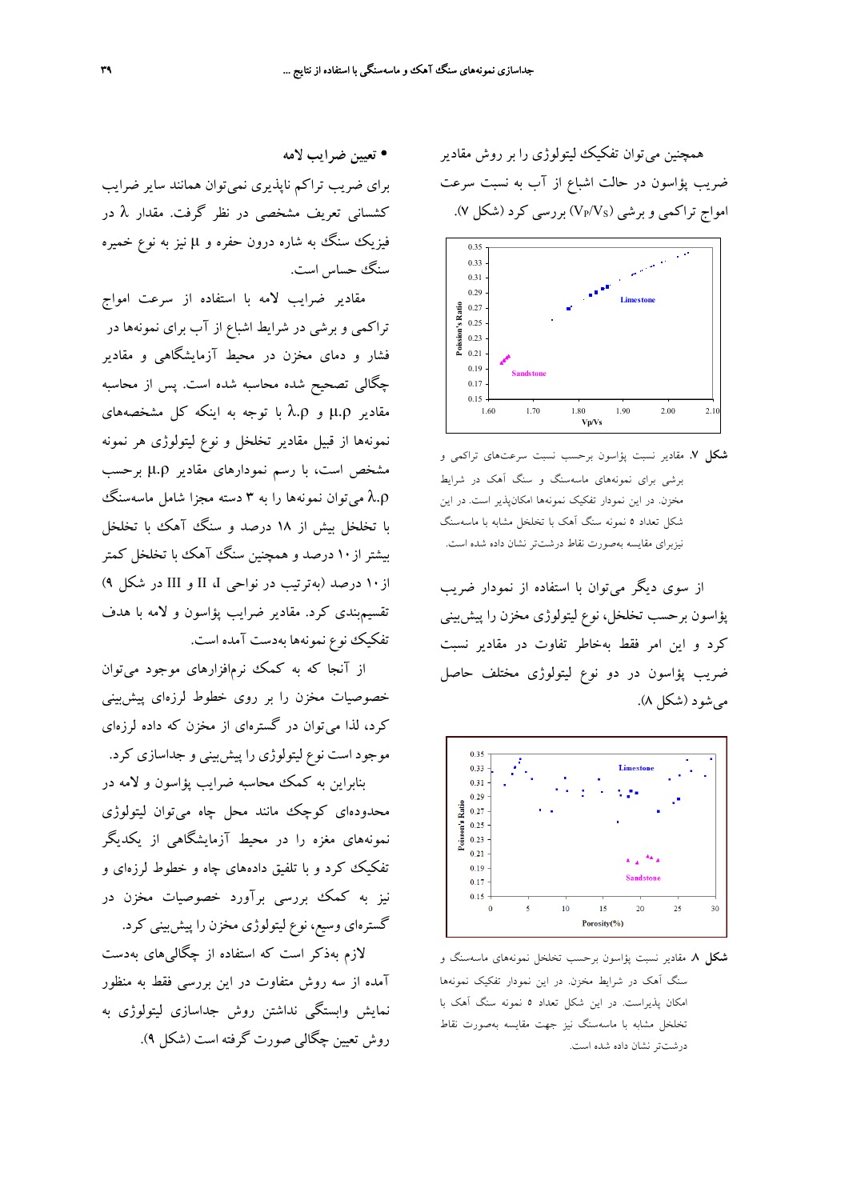همچنین می‌توان تفکیک لیتولوژی را بر روش مقادیر ضریب پواسون در حالت اشباع از آب به نسبت سرعت امواج تراکمی و برشی ($V_P/V_S$) بررسی کرد (شکل ۷).

**شکل ۷**. مقادیر نسبت پواسون برحسب نسبت سرعت‌های تراکمی و برشی برای نمونه‌های ماسه‌سنگ و سنگ آهک در شرایط مخزن. در این نمودار تفکیک نمونه‌ها امکان‌پذیر است. در این شکل تعداد ۵ نمونه سنگ آهک با تخلخل مشابه با ماسه‌سنگ نیزبرای مقایسه به‌صورت نقاط درشت‌تر نشان داده شده است.

از سوی دیگر می‌توان با استفاده از نمودار ضریب پواسون برحسب تخلخل، نوع لیتولوژی مخزن را پیش‌بینی کرد و این امر فقط به‌خاطر تفاوت در مقادیر نسبت ضریب پواسون در دو نوع لیتولوژی مختلف حاصل می‌شود (شکل ۸).

**شکل ۸**. مقادیر نسبت پواسون برحسب تخلخل نمونه‌های ماسه‌سنگ و سنگ آهک در شرایط مخزن. در این نمودار تفکیک نمونه‌ها امکان پذیراست. در این شکل تعداد ۵ نمونه سنگ آهک با تخلخل مشابه با ماسه‌سنگ نیز جهت مقایسه به‌صورت نقاط درشت‌تر نشان داده شده است.

- **تعیین ضرایب لامه**

برای ضریب تراکم ناپذیری نمی‌توان همانند سایر ضرایب کشسانی تعریف مشخصی در نظر گرفت. مقدار $\lambda$ در فیزیک سنگ به شاره درون حفره و $\mu$ نیز به نوع خمیره سنگ حساس است.

مقادیر ضرایب لامه با استفاده از سرعت امواج تراکمی و برشی در شرایط اشباع از آب برای نمونه‌ها در فشار و دمای مخزن در محیط آزمایشگاهی و مقادیر چگالی تصحیح شده محاسبه شده است. پس از محاسبه مقادیر $\mu.\rho$ و $\lambda.\rho$ با توجه به اینکه کل مشخصه‌های نمونه‌ها از قبیل مقادیر تخلخل و نوع لیتولوژی هر نمونه مشخص است، با رسم نمودارهای مقادیر $\mu.\rho$ برحسب $\lambda.\rho$ می‌توان نمونه‌ها را به ۳ دسته مجزا شامل ماسه‌سنگ با تخلخل بیش از ۱۸ درصد و سنگ آهک با تخلخل بیشتر از ۱۰ درصد و همچنین سنگ آهک با تخلخل کمتر از ۱۰ درصد (به‌ترتیب در نواحی I، II و III در شکل ۹) تقسیم‌بندی کرد. مقادیر ضرایب پواسون و لامه با هدف تفکیک نوع نمونه‌ها به‌دست آمده است.

از آنجا که به کمک نرم‌افزارهای موجود می‌توان خصوصیات مخزن را بر روی خطوط لرزه‌ای پیش‌بینی کرد، لذا می‌توان در گستره‌ای از مخزن که داده لرزه‌ای موجود است نوع لیتولوژی را پیش‌بینی و جداسازی کرد.

بنابراین به کمک محاسبه ضرایب پواسون و لامه در محدوده‌ای کوچک مانند محل چاه می‌توان لیتولوژی نمونه‌های مغزه را در محیط آزمایشگاهی از یکدیگر تفکیک کرد و با تلفیق داده‌های چاه و خطوط لرزه‌ای و نیز به کمک بررسی برآورد خصوصیات مخزن در گستره‌ای وسیع، نوع لیتولوژی مخزن را پیش‌بینی کرد.

لازم به‌ذکر است که استفاده از چگالی‌های به‌دست آمده از سه روش متفاوت در این بررسی فقط به منظور نمایش وابستگی نداشتن روش جداسازی لیتولوژی به روش تعیین چگالی صورت گرفته است (شکل ۹).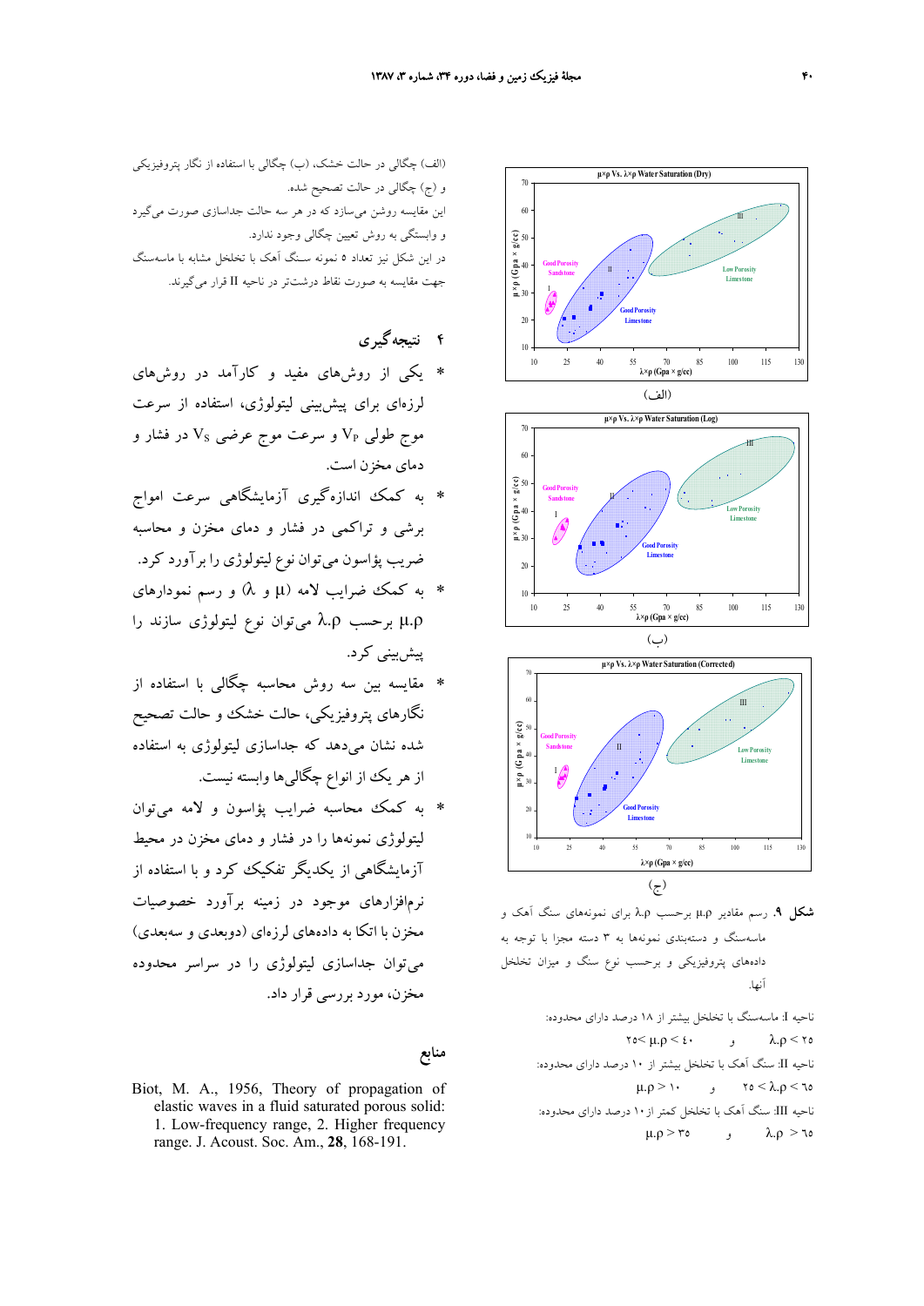(الف) چگالی در حالت خشک، (ب) چگالی با استفاده از نگار پتروفیزیکی و (ج) چگالی در حالت تصحیح شده.
این مقایسه روشن می‌سازد که در هر سه حالت جداسازی صورت می‌گیرد و وابستگی به روش تعیین چگالی وجود ندارد.
در این شکل نیز تعداد ۵ نمونه سنگ آهک با تخلخل مشابه با ماسه‌سنگ جهت مقایسه به صورت نقاط درشت‌تر در ناحیه II قرار می‌گیرند.

**شکل ۹.** رسم مقادیر $\mu.\rho$ برحسب $\lambda.\rho$ برای نمونه‌های سنگ آهک و ماسه‌سنگ و دسته‌بندی نمونه‌ها به ۳ دسته مجزا با توجه به داده‌های پتروفیزیکی و برحسب نوع سنگ و میزان تخلخل آنها.

ناحیه I: ماسه‌سنگ با تخلخل بیشتر از ۱۸ درصد دارای محدوده:
$\lambda.\rho < 25$ و $25 < \mu.\rho < 40$

ناحیه II: سنگ آهک با تخلخل بیشتر از ۱۰ درصد دارای محدوده:
$25 < \lambda.\rho < 65$ و $\mu.\rho > 10$

ناحیه III: سنگ آهک با تخلخل کمتر از ۱۰ درصد دارای محدوده:
$\lambda.\rho > 65$ و $\mu.\rho > 35$

## ۴ نتیجه‌گیری

* یکی از روش‌های مفید و کارآمد در روش‌های لرزه‌ای برای پیش‌بینی لیتولوژی، استفاده از سرعت موج طولی $V_P$ و سرعت موج عرضی $V_S$ در فشار و دمای مخزن است.
* به کمک اندازه‌گیری آزمایشگاهی سرعت امواج برشی و تراکمی در فشار و دمای مخزن و محاسبه ضریب پواسون می‌توان نوع لیتولوژی را برآورد کرد.
* به کمک ضرایب لامه ($\mu$ و $\lambda$) و رسم نمودارهای $\mu.\rho$ برحسب $\lambda.\rho$ می‌توان نوع لیتولوژی سازند را پیش‌بینی کرد.
* مقایسه بین سه روش محاسبه چگالی با استفاده از نگارهای پتروفیزیکی، حالت خشک و حالت تصحیح شده نشان می‌دهد که جداسازی لیتولوژی به استفاده از هر یک از انواع چگالی‌ها وابسته نیست.
* به کمک محاسبه ضرایب پواسون و لامه می‌توان لیتولوژی نمونه‌ها را در فشار و دمای مخزن در محیط آزمایشگاهی از یکدیگر تفکیک کرد و با استفاده از نرم‌افزارهای موجود در زمینه برآورد خصوصیات مخزن با اتکا به داده‌های لرزه‌ای (دوبعدی و سه‌بعدی) می‌توان جداسازی لیتولوژی را در سراسر محدوده مخزن، مورد بررسی قرار داد.

## منابع

Biot, M. A., 1956, Theory of propagation of elastic waves in a fluid saturated porous solid: 1. Low-frequency range, 2. Higher frequency range. J. Acoust. Soc. Am., **28**, 168-191.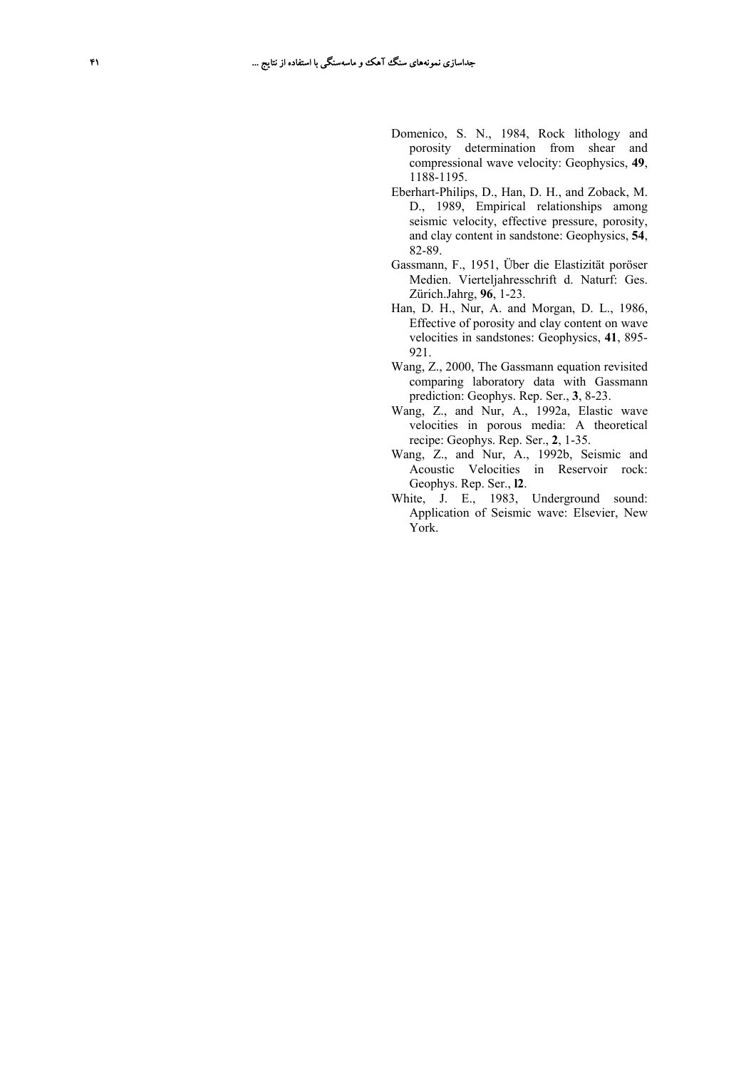Domenico, S. N., 1984, Rock lithology and porosity determination from shear and compressional wave velocity: Geophysics, **49**, 1188-1195.

Eberhart-Philips, D., Han, D. H., and Zoback, M. D., 1989, Empirical relationships among seismic velocity, effective pressure, porosity, and clay content in sandstone: Geophysics, **54**, 82-89.

Gassmann, F., 1951, Über die Elastizität poröser Medien. Vierteljahresschrift d. Naturf: Ges. Zürich.Jahrg, **96**, 1-23.

Han, D. H., Nur, A. and Morgan, D. L., 1986, Effective of porosity and clay content on wave velocities in sandstones: Geophysics, **41**, 895-921.

Wang, Z., 2000, The Gassmann equation revisited comparing laboratory data with Gassmann prediction: Geophys. Rep. Ser., **3**, 8-23.

Wang, Z., and Nur, A., 1992a, Elastic wave velocities in porous media: A theoretical recipe: Geophys. Rep. Ser., **2**, 1-35.

Wang, Z., and Nur, A., 1992b, Seismic and Acoustic Velocities in Reservoir rock: Geophys. Rep. Ser., **l2**.

White, J. E., 1983, Underground sound: Application of Seismic wave: Elsevier, New York.